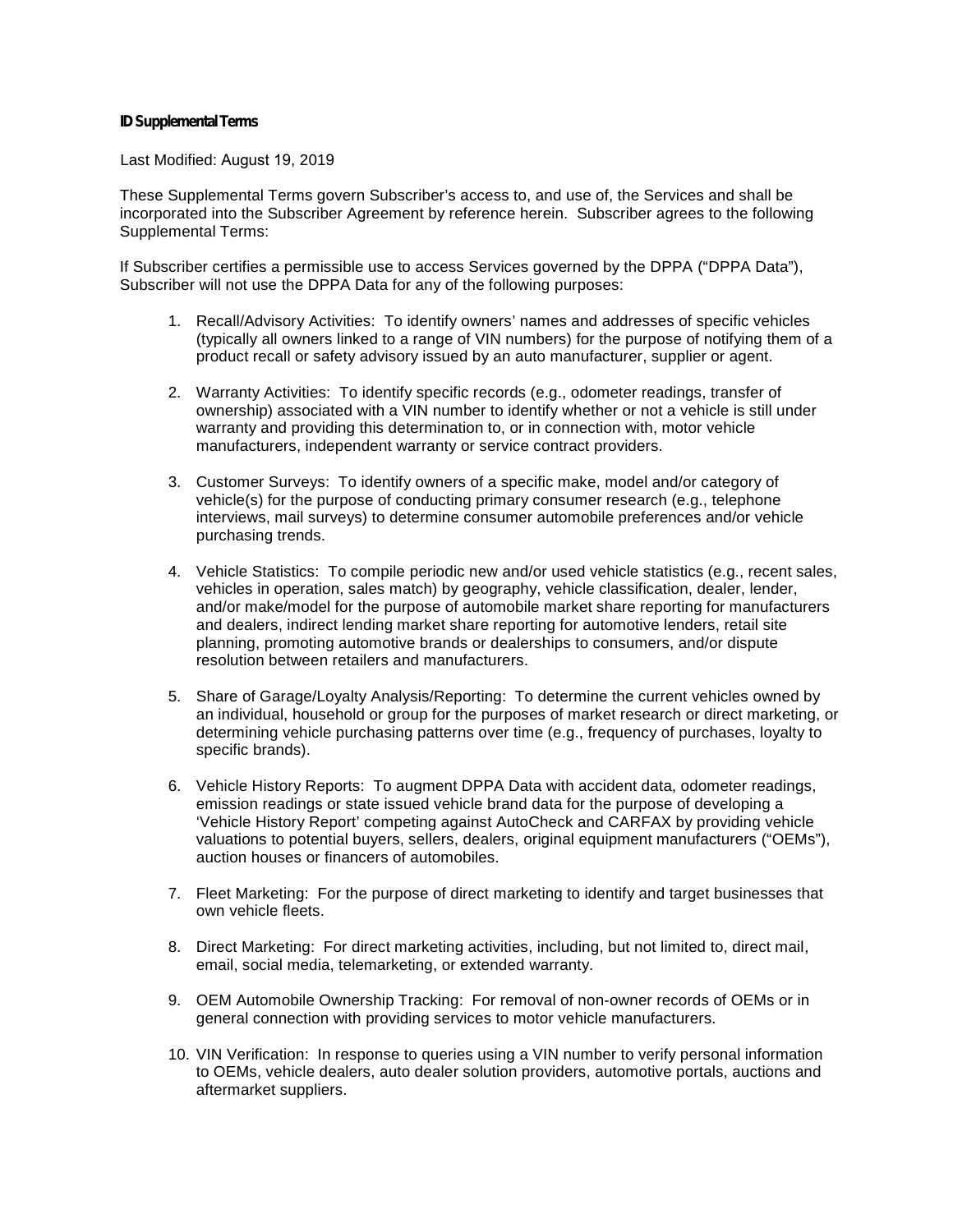**ID Supplemental Terms**

Last Modified: August 19, 2019

These Supplemental Terms govern Subscriber's access to, and use of, the Services and shall be incorporated into the Subscriber Agreement by reference herein. Subscriber agrees to the following Supplemental Terms:

If Subscriber certifies a permissible use to access Services governed by the DPPA ("DPPA Data"), Subscriber will not use the DPPA Data for any of the following purposes:

1. Recall/Advisory Activities: To identify owners' names and addresses of specific vehicles (typically all owners linked to a range of VIN numbers) for the purpose of notifying them of a product recall or safety advisory issued by an auto manufacturer, supplier or agent.
2. Warranty Activities: To identify specific records (e.g., odometer readings, transfer of ownership) associated with a VIN number to identify whether or not a vehicle is still under warranty and providing this determination to, or in connection with, motor vehicle manufacturers, independent warranty or service contract providers.
3. Customer Surveys: To identify owners of a specific make, model and/or category of vehicle(s) for the purpose of conducting primary consumer research (e.g., telephone interviews, mail surveys) to determine consumer automobile preferences and/or vehicle purchasing trends.
4. Vehicle Statistics: To compile periodic new and/or used vehicle statistics (e.g., recent sales, vehicles in operation, sales match) by geography, vehicle classification, dealer, lender, and/or make/model for the purpose of automobile market share reporting for manufacturers and dealers, indirect lending market share reporting for automotive lenders, retail site planning, promoting automotive brands or dealerships to consumers, and/or dispute resolution between retailers and manufacturers.
5. Share of Garage/Loyalty Analysis/Reporting: To determine the current vehicles owned by an individual, household or group for the purposes of market research or direct marketing, or determining vehicle purchasing patterns over time (e.g., frequency of purchases, loyalty to specific brands).
6. Vehicle History Reports: To augment DPPA Data with accident data, odometer readings, emission readings or state issued vehicle brand data for the purpose of developing a 'Vehicle History Report' competing against AutoCheck and CARFAX by providing vehicle valuations to potential buyers, sellers, dealers, original equipment manufacturers ("OEMs"), auction houses or financers of automobiles.
7. Fleet Marketing: For the purpose of direct marketing to identify and target businesses that own vehicle fleets.
8. Direct Marketing: For direct marketing activities, including, but not limited to, direct mail, email, social media, telemarketing, or extended warranty.
9. OEM Automobile Ownership Tracking: For removal of non-owner records of OEMs or in general connection with providing services to motor vehicle manufacturers.
10. VIN Verification: In response to queries using a VIN number to verify personal information to OEMs, vehicle dealers, auto dealer solution providers, automotive portals, auctions and aftermarket suppliers.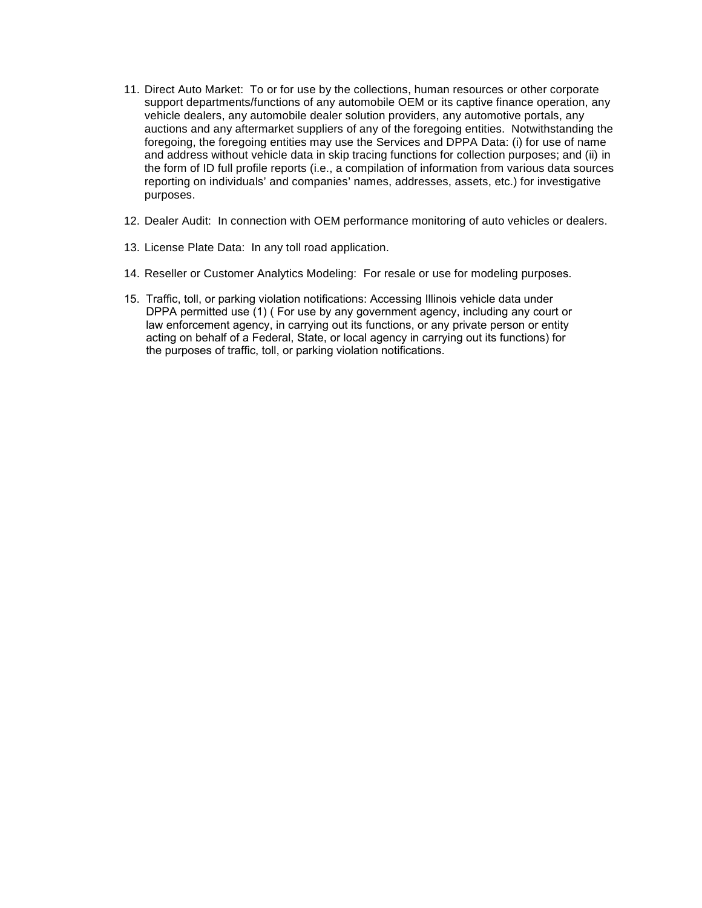11. Direct Auto Market: To or for use by the collections, human resources or other corporate support departments/functions of any automobile OEM or its captive finance operation, any vehicle dealers, any automobile dealer solution providers, any automotive portals, any auctions and any aftermarket suppliers of any of the foregoing entities. Notwithstanding the foregoing, the foregoing entities may use the Services and DPPA Data: (i) for use of name and address without vehicle data in skip tracing functions for collection purposes; and (ii) in the form of ID full profile reports (i.e., a compilation of information from various data sources reporting on individuals' and companies' names, addresses, assets, etc.) for investigative purposes.

12. Dealer Audit: In connection with OEM performance monitoring of auto vehicles or dealers.

13. License Plate Data: In any toll road application.

14. Reseller or Customer Analytics Modeling: For resale or use for modeling purposes.

15. Traffic, toll, or parking violation notifications: Accessing Illinois vehicle data under DPPA permitted use (1) ( For use by any government agency, including any court or law enforcement agency, in carrying out its functions, or any private person or entity acting on behalf of a Federal, State, or local agency in carrying out its functions) for the purposes of traffic, toll, or parking violation notifications.